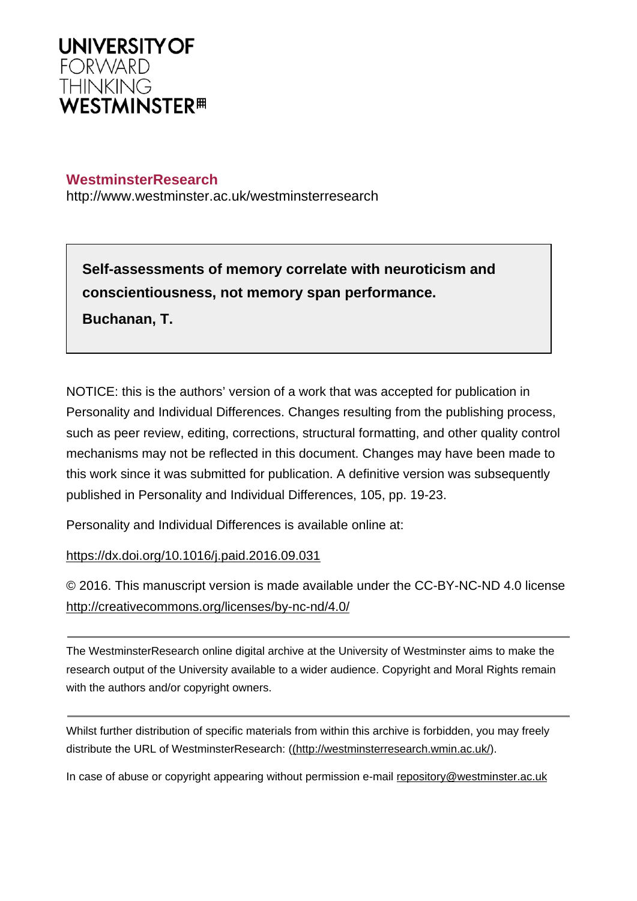**UNIVERSITY OF**
FORWARD
THINKING
**WESTMINSTER**

**WestminsterResearch**
http://www.westminster.ac.uk/westminsterresearch

**Self-assessments of memory correlate with neuroticism and conscientiousness, not memory span performance.**

**Buchanan, T.**

NOTICE: this is the authors' version of a work that was accepted for publication in Personality and Individual Differences. Changes resulting from the publishing process, such as peer review, editing, corrections, structural formatting, and other quality control mechanisms may not be reflected in this document. Changes may have been made to this work since it was submitted for publication. A definitive version was subsequently published in Personality and Individual Differences, 105, pp. 19-23.

Personality and Individual Differences is available online at:

https://dx.doi.org/10.1016/j.paid.2016.09.031

© 2016. This manuscript version is made available under the CC-BY-NC-ND 4.0 license http://creativecommons.org/licenses/by-nc-nd/4.0/

---

The WestminsterResearch online digital archive at the University of Westminster aims to make the research output of the University available to a wider audience. Copyright and Moral Rights remain with the authors and/or copyright owners.

---

Whilst further distribution of specific materials from within this archive is forbidden, you may freely distribute the URL of WestminsterResearch: ((http://westminsterresearch.wmin.ac.uk/).

In case of abuse or copyright appearing without permission e-mail repository@westminster.ac.uk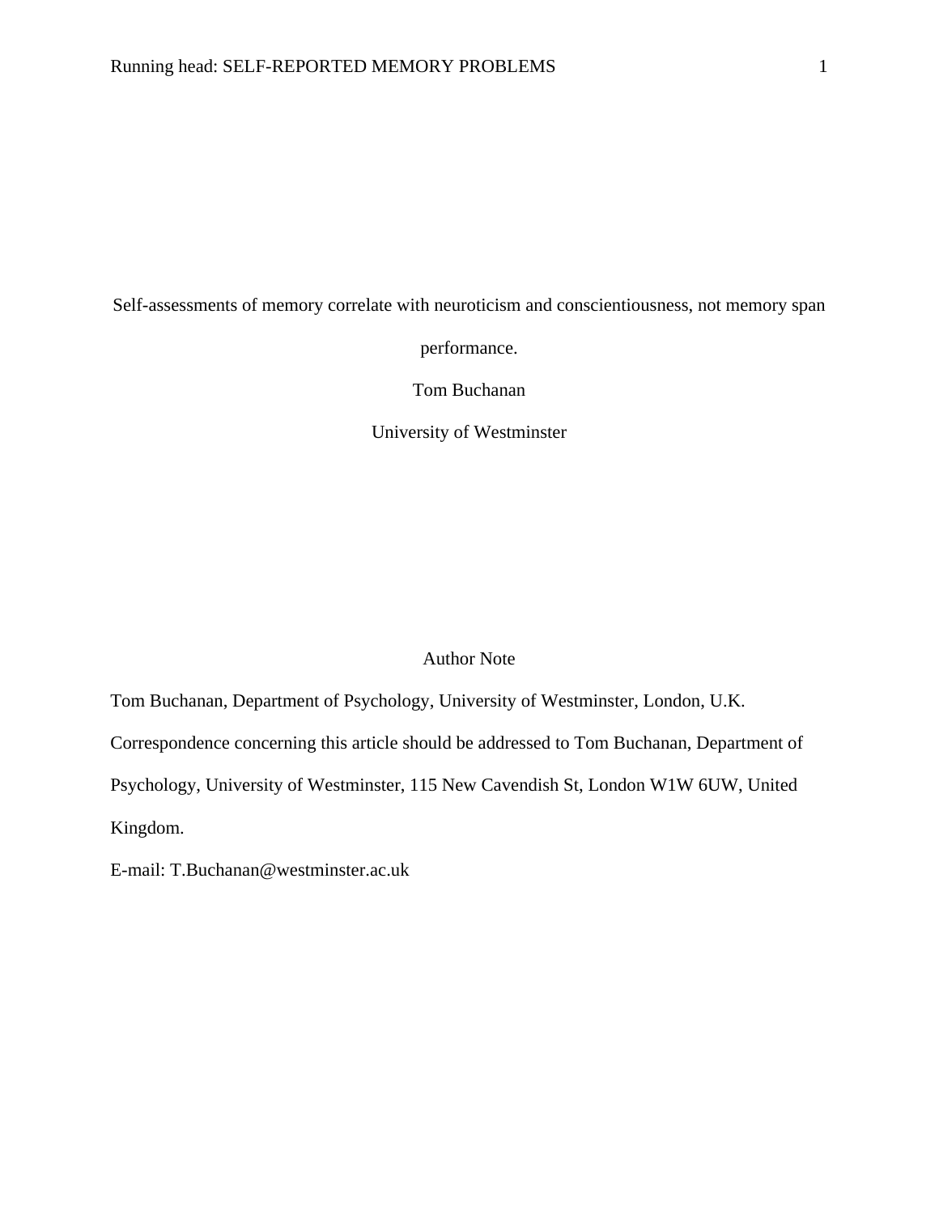# Self-assessments of memory correlate with neuroticism and conscientiousness, not memory span performance.

Tom Buchanan

University of Westminster

## Author Note

Tom Buchanan, Department of Psychology, University of Westminster, London, U.K.

Correspondence concerning this article should be addressed to Tom Buchanan, Department of Psychology, University of Westminster, 115 New Cavendish St, London W1W 6UW, United Kingdom.

E-mail: T.Buchanan@westminster.ac.uk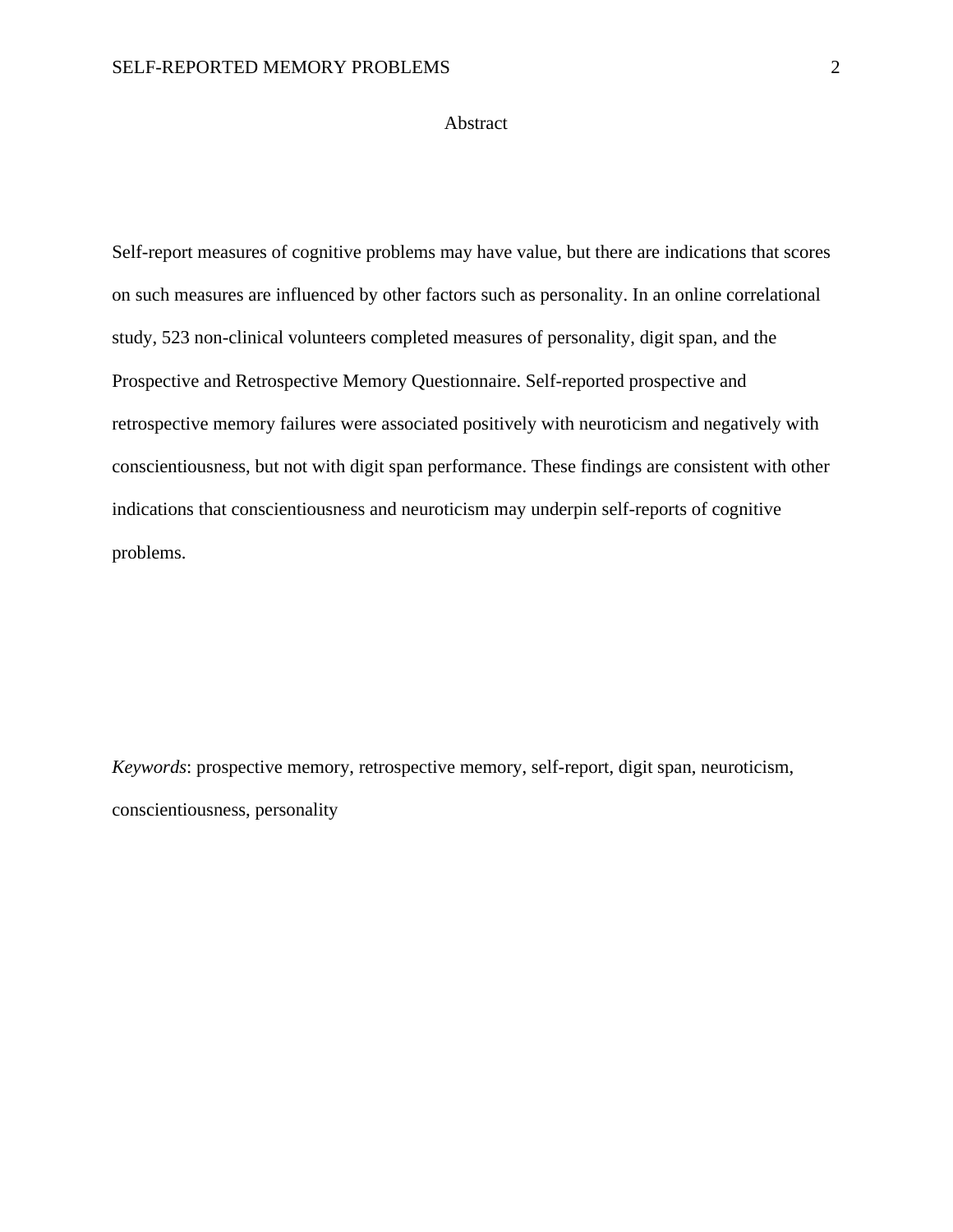# Abstract

Self-report measures of cognitive problems may have value, but there are indications that scores on such measures are influenced by other factors such as personality. In an online correlational study, 523 non-clinical volunteers completed measures of personality, digit span, and the Prospective and Retrospective Memory Questionnaire. Self-reported prospective and retrospective memory failures were associated positively with neuroticism and negatively with conscientiousness, but not with digit span performance. These findings are consistent with other indications that conscientiousness and neuroticism may underpin self-reports of cognitive problems.

*Keywords*: prospective memory, retrospective memory, self-report, digit span, neuroticism, conscientiousness, personality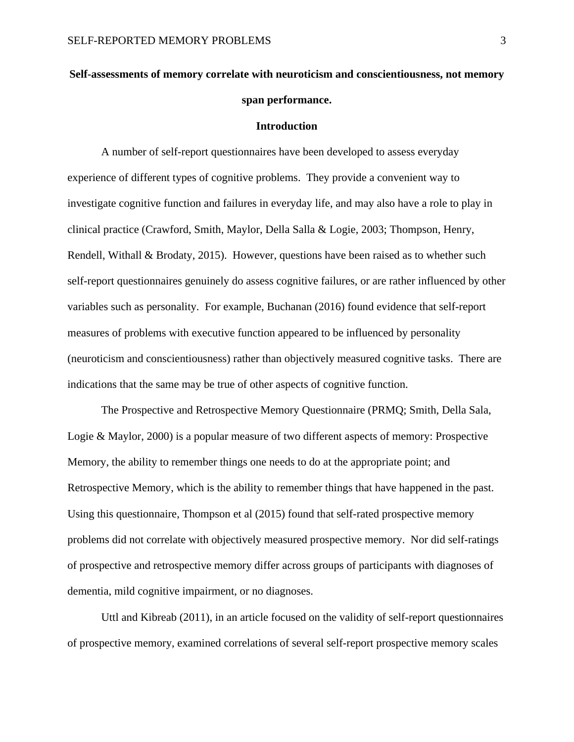**Self-assessments of memory correlate with neuroticism and conscientiousness, not memory span performance.**

## Introduction

A number of self-report questionnaires have been developed to assess everyday experience of different types of cognitive problems. They provide a convenient way to investigate cognitive function and failures in everyday life, and may also have a role to play in clinical practice (Crawford, Smith, Maylor, Della Salla & Logie, 2003; Thompson, Henry, Rendell, Withall & Brodaty, 2015). However, questions have been raised as to whether such self-report questionnaires genuinely do assess cognitive failures, or are rather influenced by other variables such as personality. For example, Buchanan (2016) found evidence that self-report measures of problems with executive function appeared to be influenced by personality (neuroticism and conscientiousness) rather than objectively measured cognitive tasks. There are indications that the same may be true of other aspects of cognitive function.

The Prospective and Retrospective Memory Questionnaire (PRMQ; Smith, Della Sala, Logie & Maylor, 2000) is a popular measure of two different aspects of memory: Prospective Memory, the ability to remember things one needs to do at the appropriate point; and Retrospective Memory, which is the ability to remember things that have happened in the past. Using this questionnaire, Thompson et al (2015) found that self-rated prospective memory problems did not correlate with objectively measured prospective memory. Nor did self-ratings of prospective and retrospective memory differ across groups of participants with diagnoses of dementia, mild cognitive impairment, or no diagnoses.

Uttl and Kibreab (2011), in an article focused on the validity of self-report questionnaires of prospective memory, examined correlations of several self-report prospective memory scales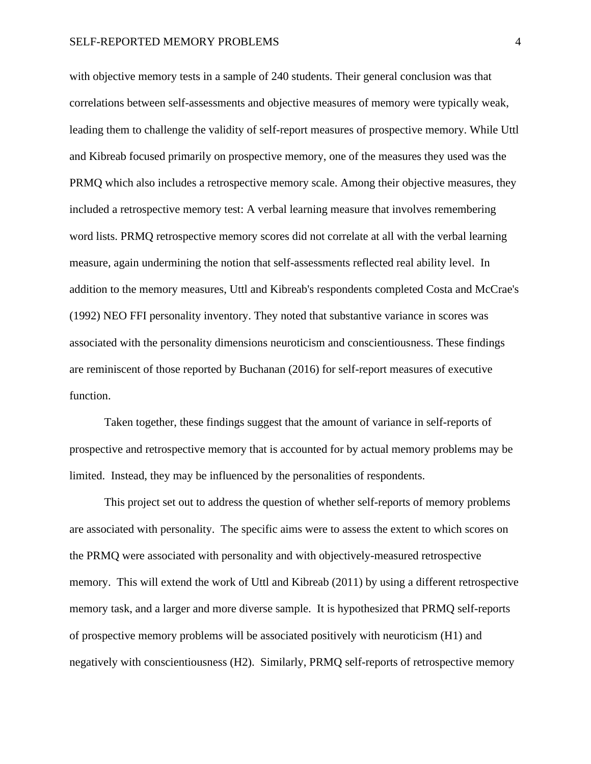with objective memory tests in a sample of 240 students. Their general conclusion was that correlations between self-assessments and objective measures of memory were typically weak, leading them to challenge the validity of self-report measures of prospective memory. While Uttl and Kibreab focused primarily on prospective memory, one of the measures they used was the PRMQ which also includes a retrospective memory scale. Among their objective measures, they included a retrospective memory test: A verbal learning measure that involves remembering word lists. PRMQ retrospective memory scores did not correlate at all with the verbal learning measure, again undermining the notion that self-assessments reflected real ability level. In addition to the memory measures, Uttl and Kibreab's respondents completed Costa and McCrae's (1992) NEO FFI personality inventory. They noted that substantive variance in scores was associated with the personality dimensions neuroticism and conscientiousness. These findings are reminiscent of those reported by Buchanan (2016) for self-report measures of executive function.

Taken together, these findings suggest that the amount of variance in self-reports of prospective and retrospective memory that is accounted for by actual memory problems may be limited. Instead, they may be influenced by the personalities of respondents.

This project set out to address the question of whether self-reports of memory problems are associated with personality. The specific aims were to assess the extent to which scores on the PRMQ were associated with personality and with objectively-measured retrospective memory. This will extend the work of Uttl and Kibreab (2011) by using a different retrospective memory task, and a larger and more diverse sample. It is hypothesized that PRMQ self-reports of prospective memory problems will be associated positively with neuroticism (H1) and negatively with conscientiousness (H2). Similarly, PRMQ self-reports of retrospective memory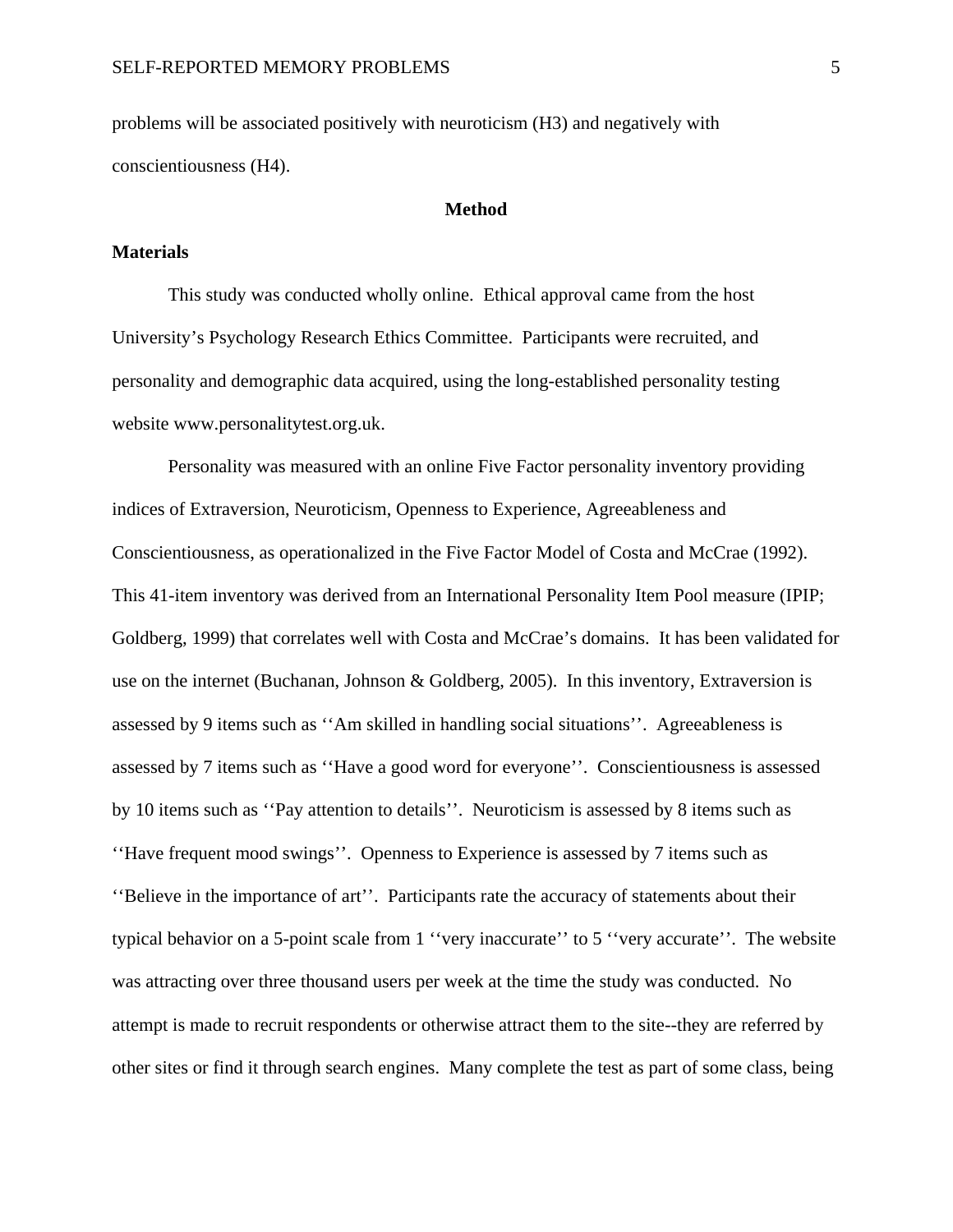problems will be associated positively with neuroticism (H3) and negatively with conscientiousness (H4).

# Method

## Materials

This study was conducted wholly online. Ethical approval came from the host University's Psychology Research Ethics Committee. Participants were recruited, and personality and demographic data acquired, using the long-established personality testing website www.personalitytest.org.uk.

Personality was measured with an online Five Factor personality inventory providing indices of Extraversion, Neuroticism, Openness to Experience, Agreeableness and Conscientiousness, as operationalized in the Five Factor Model of Costa and McCrae (1992). This 41-item inventory was derived from an International Personality Item Pool measure (IPIP; Goldberg, 1999) that correlates well with Costa and McCrae's domains. It has been validated for use on the internet (Buchanan, Johnson & Goldberg, 2005). In this inventory, Extraversion is assessed by 9 items such as ''Am skilled in handling social situations''. Agreeableness is assessed by 7 items such as ''Have a good word for everyone''. Conscientiousness is assessed by 10 items such as ''Pay attention to details''. Neuroticism is assessed by 8 items such as ''Have frequent mood swings''. Openness to Experience is assessed by 7 items such as ''Believe in the importance of art''. Participants rate the accuracy of statements about their typical behavior on a 5-point scale from 1 ''very inaccurate'' to 5 ''very accurate''. The website was attracting over three thousand users per week at the time the study was conducted. No attempt is made to recruit respondents or otherwise attract them to the site--they are referred by other sites or find it through search engines. Many complete the test as part of some class, being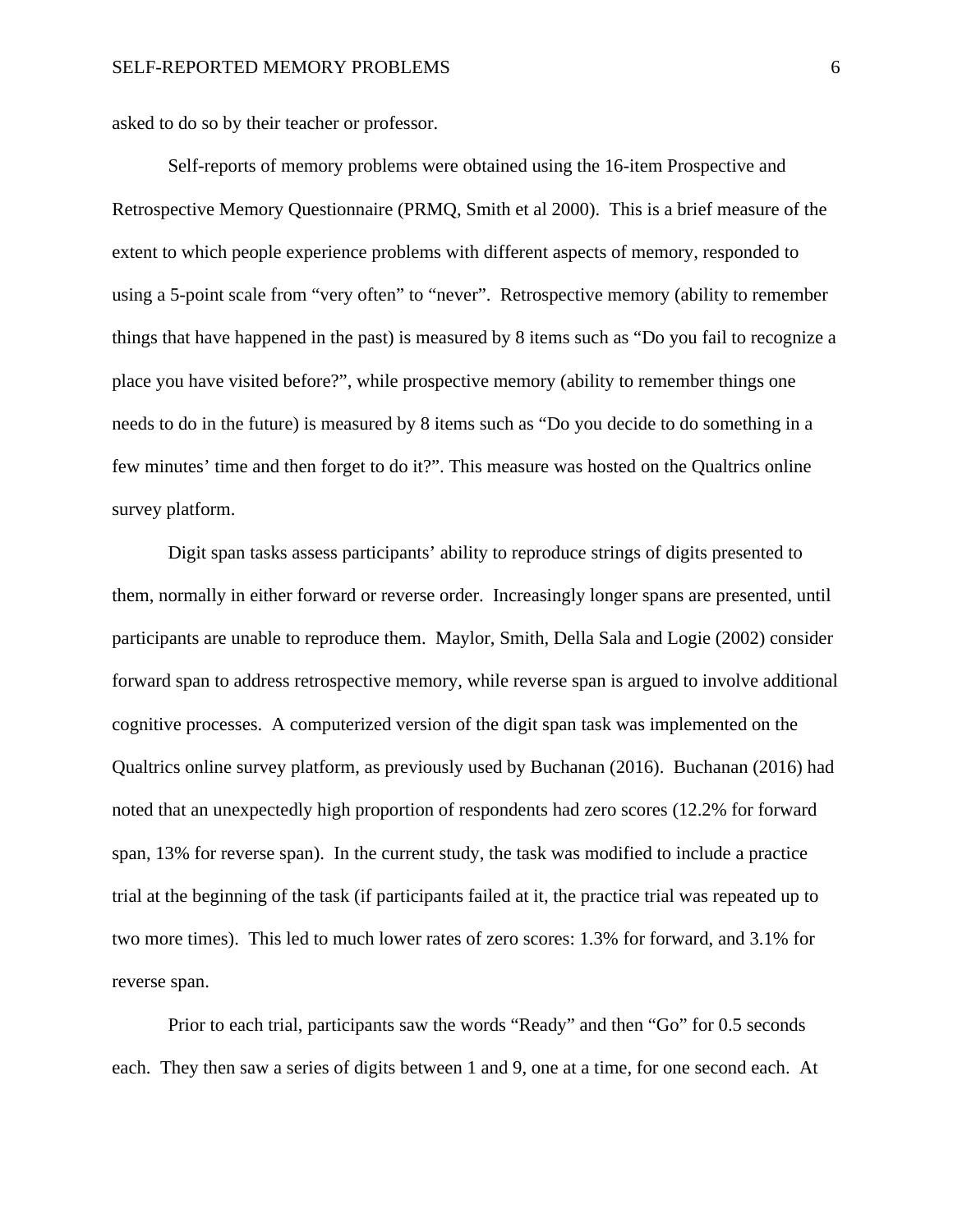asked to do so by their teacher or professor.

Self-reports of memory problems were obtained using the 16-item Prospective and Retrospective Memory Questionnaire (PRMQ, Smith et al 2000). This is a brief measure of the extent to which people experience problems with different aspects of memory, responded to using a 5-point scale from "very often" to "never". Retrospective memory (ability to remember things that have happened in the past) is measured by 8 items such as "Do you fail to recognize a place you have visited before?", while prospective memory (ability to remember things one needs to do in the future) is measured by 8 items such as "Do you decide to do something in a few minutes' time and then forget to do it?". This measure was hosted on the Qualtrics online survey platform.

Digit span tasks assess participants' ability to reproduce strings of digits presented to them, normally in either forward or reverse order. Increasingly longer spans are presented, until participants are unable to reproduce them. Maylor, Smith, Della Sala and Logie (2002) consider forward span to address retrospective memory, while reverse span is argued to involve additional cognitive processes. A computerized version of the digit span task was implemented on the Qualtrics online survey platform, as previously used by Buchanan (2016). Buchanan (2016) had noted that an unexpectedly high proportion of respondents had zero scores (12.2% for forward span, 13% for reverse span). In the current study, the task was modified to include a practice trial at the beginning of the task (if participants failed at it, the practice trial was repeated up to two more times). This led to much lower rates of zero scores: 1.3% for forward, and 3.1% for reverse span.

Prior to each trial, participants saw the words "Ready" and then "Go" for 0.5 seconds each. They then saw a series of digits between 1 and 9, one at a time, for one second each. At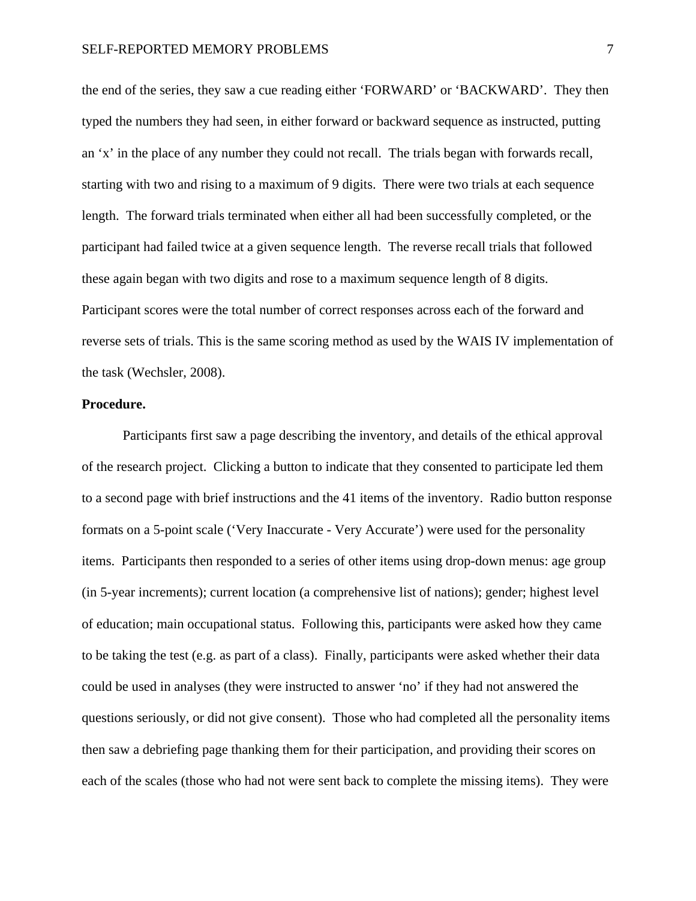the end of the series, they saw a cue reading either ‘FORWARD’ or ‘BACKWARD’. They then typed the numbers they had seen, in either forward or backward sequence as instructed, putting an ‘x’ in the place of any number they could not recall. The trials began with forwards recall, starting with two and rising to a maximum of 9 digits. There were two trials at each sequence length. The forward trials terminated when either all had been successfully completed, or the participant had failed twice at a given sequence length. The reverse recall trials that followed these again began with two digits and rose to a maximum sequence length of 8 digits. Participant scores were the total number of correct responses across each of the forward and reverse sets of trials. This is the same scoring method as used by the WAIS IV implementation of the task (Wechsler, 2008).

**Procedure.**

Participants first saw a page describing the inventory, and details of the ethical approval of the research project. Clicking a button to indicate that they consented to participate led them to a second page with brief instructions and the 41 items of the inventory. Radio button response formats on a 5-point scale (‘Very Inaccurate - Very Accurate’) were used for the personality items. Participants then responded to a series of other items using drop-down menus: age group (in 5-year increments); current location (a comprehensive list of nations); gender; highest level of education; main occupational status. Following this, participants were asked how they came to be taking the test (e.g. as part of a class). Finally, participants were asked whether their data could be used in analyses (they were instructed to answer ‘no’ if they had not answered the questions seriously, or did not give consent). Those who had completed all the personality items then saw a debriefing page thanking them for their participation, and providing their scores on each of the scales (those who had not were sent back to complete the missing items). They were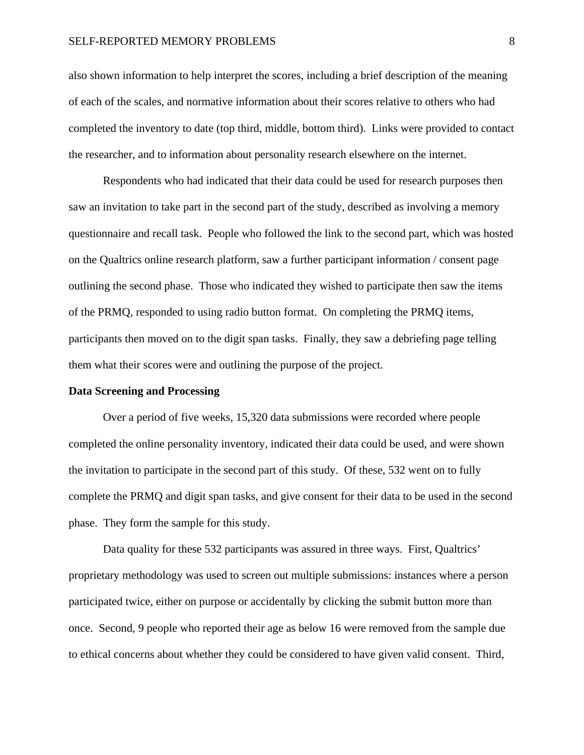also shown information to help interpret the scores, including a brief description of the meaning of each of the scales, and normative information about their scores relative to others who had completed the inventory to date (top third, middle, bottom third). Links were provided to contact the researcher, and to information about personality research elsewhere on the internet.

Respondents who had indicated that their data could be used for research purposes then saw an invitation to take part in the second part of the study, described as involving a memory questionnaire and recall task. People who followed the link to the second part, which was hosted on the Qualtrics online research platform, saw a further participant information / consent page outlining the second phase. Those who indicated they wished to participate then saw the items of the PRMQ, responded to using radio button format. On completing the PRMQ items, participants then moved on to the digit span tasks. Finally, they saw a debriefing page telling them what their scores were and outlining the purpose of the project.

**Data Screening and Processing**

Over a period of five weeks, 15,320 data submissions were recorded where people completed the online personality inventory, indicated their data could be used, and were shown the invitation to participate in the second part of this study. Of these, 532 went on to fully complete the PRMQ and digit span tasks, and give consent for their data to be used in the second phase. They form the sample for this study.

Data quality for these 532 participants was assured in three ways. First, Qualtrics' proprietary methodology was used to screen out multiple submissions: instances where a person participated twice, either on purpose or accidentally by clicking the submit button more than once. Second, 9 people who reported their age as below 16 were removed from the sample due to ethical concerns about whether they could be considered to have given valid consent. Third,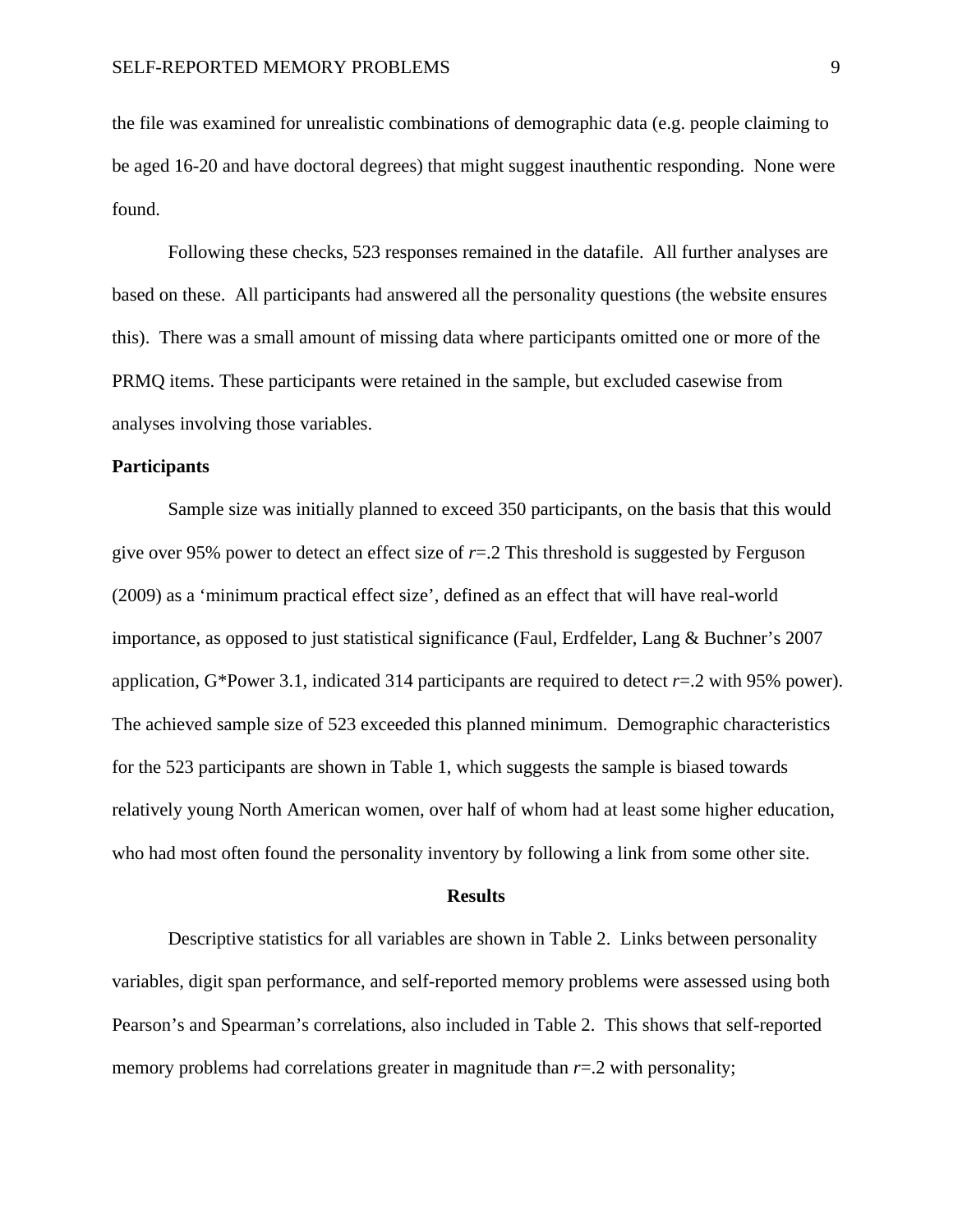the file was examined for unrealistic combinations of demographic data (e.g. people claiming to be aged 16-20 and have doctoral degrees) that might suggest inauthentic responding. None were found.

Following these checks, 523 responses remained in the datafile. All further analyses are based on these. All participants had answered all the personality questions (the website ensures this). There was a small amount of missing data where participants omitted one or more of the PRMQ items. These participants were retained in the sample, but excluded casewise from analyses involving those variables.

**Participants**

Sample size was initially planned to exceed 350 participants, on the basis that this would give over 95% power to detect an effect size of $r$=.2 This threshold is suggested by Ferguson (2009) as a 'minimum practical effect size', defined as an effect that will have real-world importance, as opposed to just statistical significance (Faul, Erdfelder, Lang & Buchner's 2007 application, G*Power 3.1, indicated 314 participants are required to detect $r$=.2 with 95% power). The achieved sample size of 523 exceeded this planned minimum. Demographic characteristics for the 523 participants are shown in Table 1, which suggests the sample is biased towards relatively young North American women, over half of whom had at least some higher education, who had most often found the personality inventory by following a link from some other site.

## Results

Descriptive statistics for all variables are shown in Table 2. Links between personality variables, digit span performance, and self-reported memory problems were assessed using both Pearson's and Spearman's correlations, also included in Table 2. This shows that self-reported memory problems had correlations greater in magnitude than $r$=.2 with personality;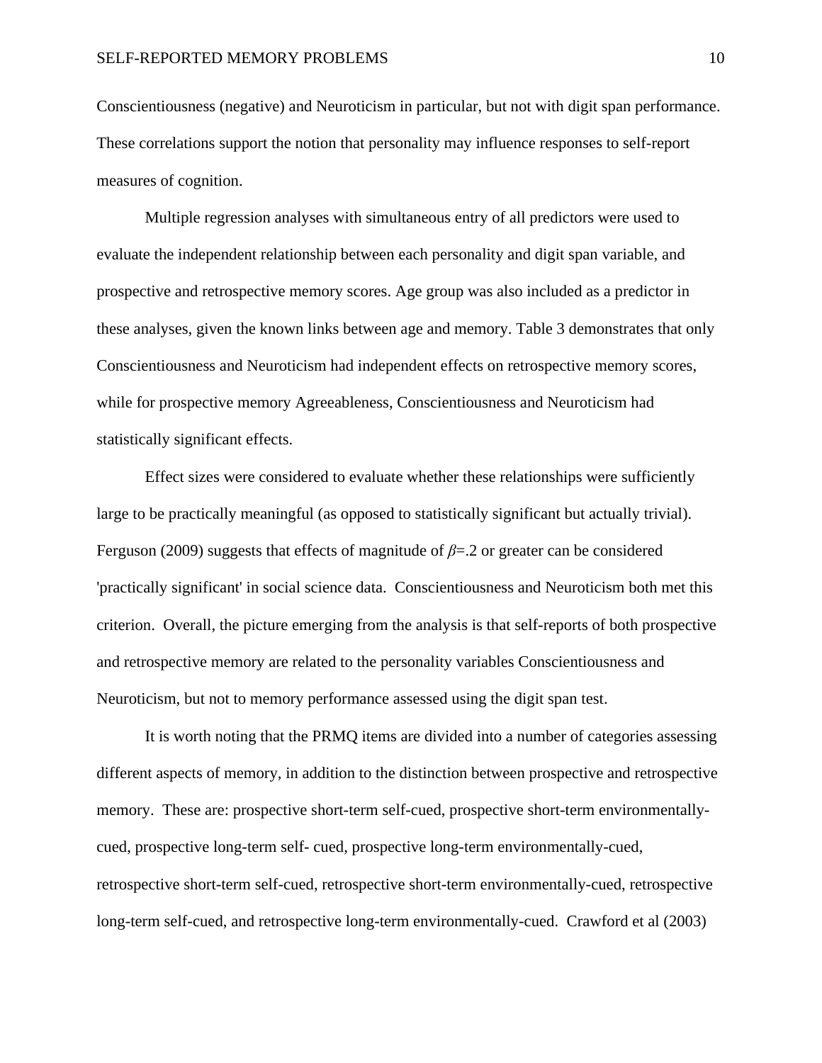Conscientiousness (negative) and Neuroticism in particular, but not with digit span performance. These correlations support the notion that personality may influence responses to self-report measures of cognition.

Multiple regression analyses with simultaneous entry of all predictors were used to evaluate the independent relationship between each personality and digit span variable, and prospective and retrospective memory scores. Age group was also included as a predictor in these analyses, given the known links between age and memory. Table 3 demonstrates that only Conscientiousness and Neuroticism had independent effects on retrospective memory scores, while for prospective memory Agreeableness, Conscientiousness and Neuroticism had statistically significant effects.

Effect sizes were considered to evaluate whether these relationships were sufficiently large to be practically meaningful (as opposed to statistically significant but actually trivial). Ferguson (2009) suggests that effects of magnitude of $\beta$=.2 or greater can be considered 'practically significant' in social science data. Conscientiousness and Neuroticism both met this criterion. Overall, the picture emerging from the analysis is that self-reports of both prospective and retrospective memory are related to the personality variables Conscientiousness and Neuroticism, but not to memory performance assessed using the digit span test.

It is worth noting that the PRMQ items are divided into a number of categories assessing different aspects of memory, in addition to the distinction between prospective and retrospective memory. These are: prospective short-term self-cued, prospective short-term environmentally-cued, prospective long-term self- cued, prospective long-term environmentally-cued, retrospective short-term self-cued, retrospective short-term environmentally-cued, retrospective long-term self-cued, and retrospective long-term environmentally-cued. Crawford et al (2003)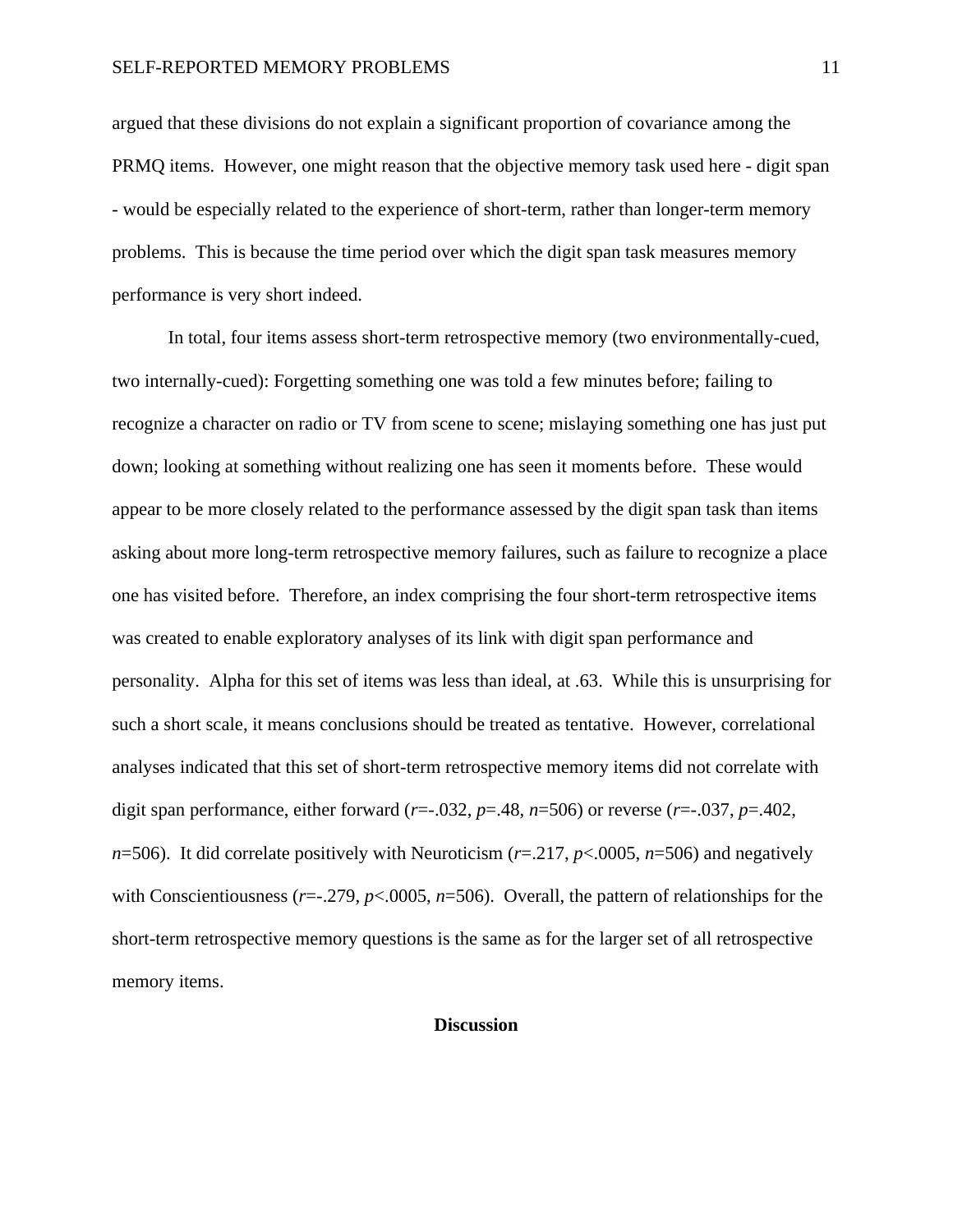argued that these divisions do not explain a significant proportion of covariance among the PRMQ items. However, one might reason that the objective memory task used here - digit span - would be especially related to the experience of short-term, rather than longer-term memory problems. This is because the time period over which the digit span task measures memory performance is very short indeed.

In total, four items assess short-term retrospective memory (two environmentally-cued, two internally-cued): Forgetting something one was told a few minutes before; failing to recognize a character on radio or TV from scene to scene; mislaying something one has just put down; looking at something without realizing one has seen it moments before. These would appear to be more closely related to the performance assessed by the digit span task than items asking about more long-term retrospective memory failures, such as failure to recognize a place one has visited before. Therefore, an index comprising the four short-term retrospective items was created to enable exploratory analyses of its link with digit span performance and personality. Alpha for this set of items was less than ideal, at .63. While this is unsurprising for such a short scale, it means conclusions should be treated as tentative. However, correlational analyses indicated that this set of short-term retrospective memory items did not correlate with digit span performance, either forward ($r$=-.032, $p$=.48, $n$=506) or reverse ($r$=-.037, $p$=.402, $n$=506). It did correlate positively with Neuroticism ($r$=.217, $p$<.0005, $n$=506) and negatively with Conscientiousness ($r$=-.279, $p$<.0005, $n$=506). Overall, the pattern of relationships for the short-term retrospective memory questions is the same as for the larger set of all retrospective memory items.

## Discussion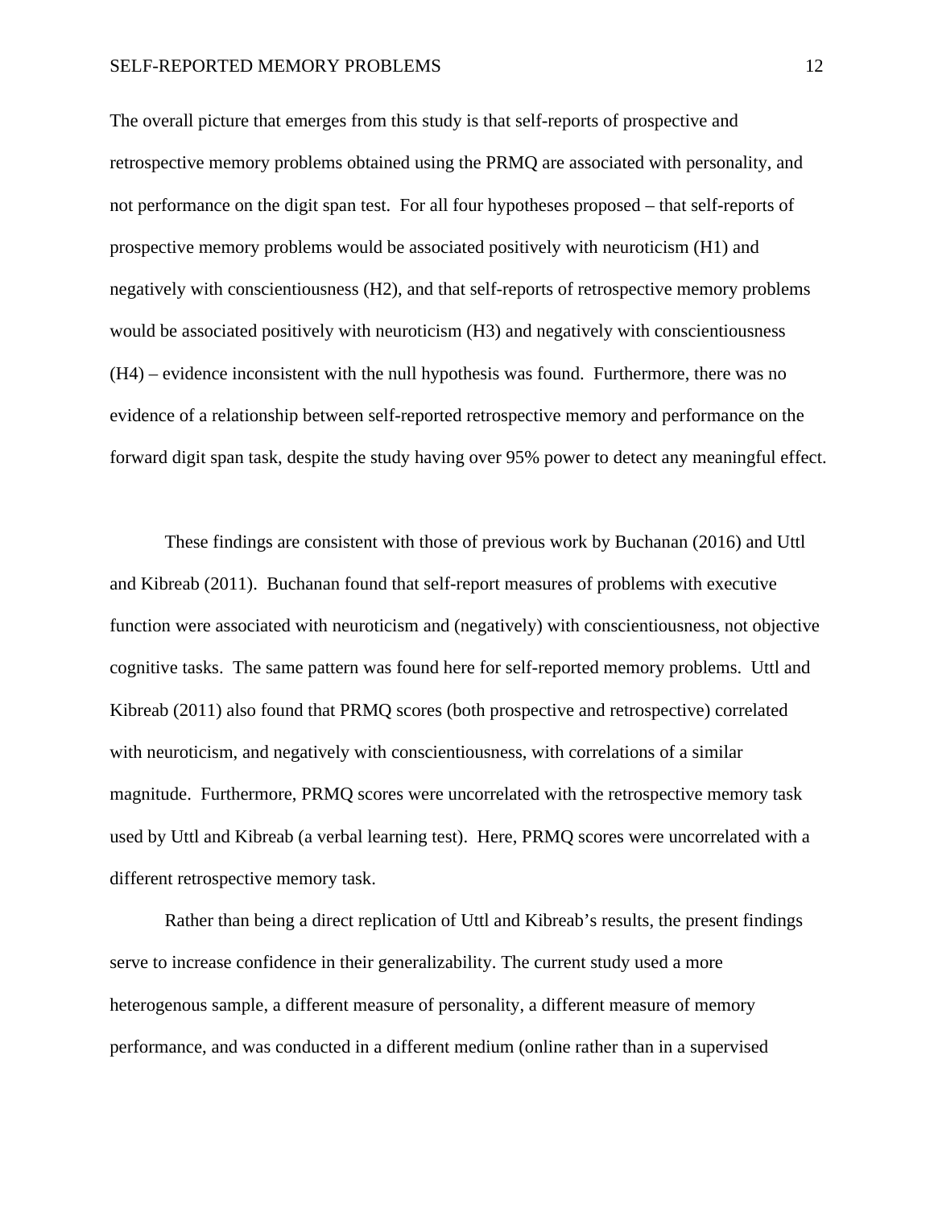The overall picture that emerges from this study is that self-reports of prospective and retrospective memory problems obtained using the PRMQ are associated with personality, and not performance on the digit span test. For all four hypotheses proposed – that self-reports of prospective memory problems would be associated positively with neuroticism (H1) and negatively with conscientiousness (H2), and that self-reports of retrospective memory problems would be associated positively with neuroticism (H3) and negatively with conscientiousness (H4) – evidence inconsistent with the null hypothesis was found. Furthermore, there was no evidence of a relationship between self-reported retrospective memory and performance on the forward digit span task, despite the study having over 95% power to detect any meaningful effect.

These findings are consistent with those of previous work by Buchanan (2016) and Uttl and Kibreab (2011). Buchanan found that self-report measures of problems with executive function were associated with neuroticism and (negatively) with conscientiousness, not objective cognitive tasks. The same pattern was found here for self-reported memory problems. Uttl and Kibreab (2011) also found that PRMQ scores (both prospective and retrospective) correlated with neuroticism, and negatively with conscientiousness, with correlations of a similar magnitude. Furthermore, PRMQ scores were uncorrelated with the retrospective memory task used by Uttl and Kibreab (a verbal learning test). Here, PRMQ scores were uncorrelated with a different retrospective memory task.

Rather than being a direct replication of Uttl and Kibreab's results, the present findings serve to increase confidence in their generalizability. The current study used a more heterogenous sample, a different measure of personality, a different measure of memory performance, and was conducted in a different medium (online rather than in a supervised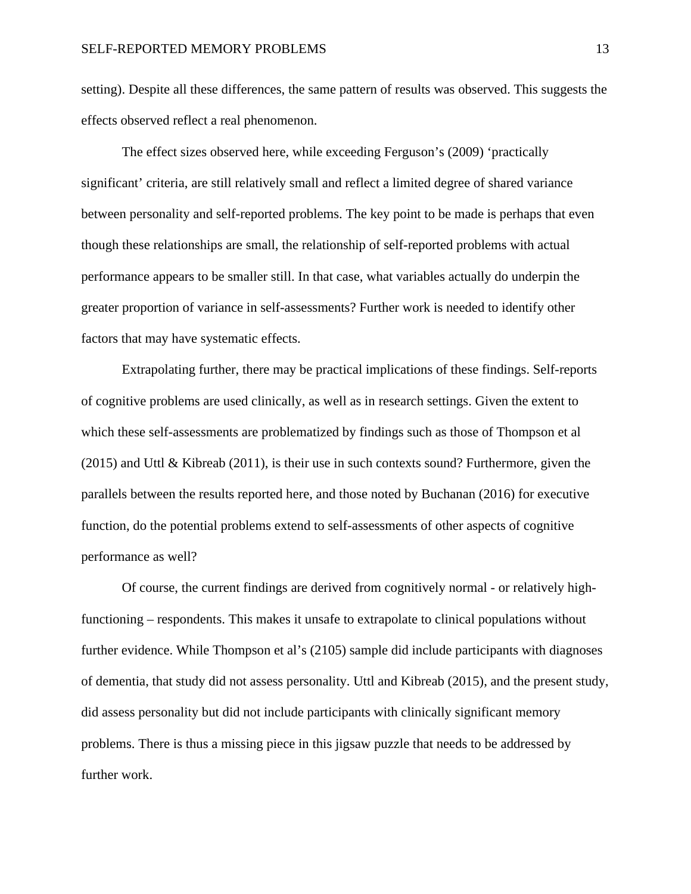setting). Despite all these differences, the same pattern of results was observed. This suggests the effects observed reflect a real phenomenon.

The effect sizes observed here, while exceeding Ferguson's (2009) 'practically significant' criteria, are still relatively small and reflect a limited degree of shared variance between personality and self-reported problems. The key point to be made is perhaps that even though these relationships are small, the relationship of self-reported problems with actual performance appears to be smaller still. In that case, what variables actually do underpin the greater proportion of variance in self-assessments? Further work is needed to identify other factors that may have systematic effects.

Extrapolating further, there may be practical implications of these findings. Self-reports of cognitive problems are used clinically, as well as in research settings. Given the extent to which these self-assessments are problematized by findings such as those of Thompson et al (2015) and Uttl & Kibreab (2011), is their use in such contexts sound? Furthermore, given the parallels between the results reported here, and those noted by Buchanan (2016) for executive function, do the potential problems extend to self-assessments of other aspects of cognitive performance as well?

Of course, the current findings are derived from cognitively normal - or relatively high-functioning – respondents. This makes it unsafe to extrapolate to clinical populations without further evidence. While Thompson et al's (2105) sample did include participants with diagnoses of dementia, that study did not assess personality. Uttl and Kibreab (2015), and the present study, did assess personality but did not include participants with clinically significant memory problems. There is thus a missing piece in this jigsaw puzzle that needs to be addressed by further work.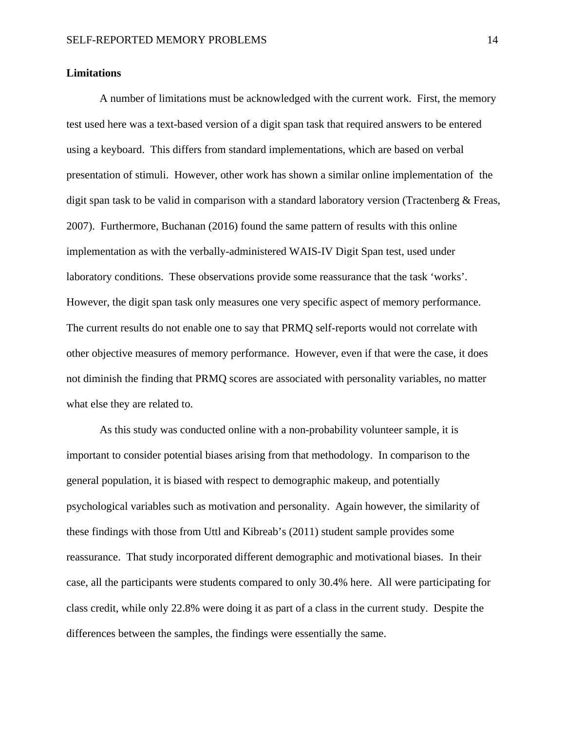**Limitations**

A number of limitations must be acknowledged with the current work. First, the memory test used here was a text-based version of a digit span task that required answers to be entered using a keyboard. This differs from standard implementations, which are based on verbal presentation of stimuli. However, other work has shown a similar online implementation of the digit span task to be valid in comparison with a standard laboratory version (Tractenberg & Freas, 2007). Furthermore, Buchanan (2016) found the same pattern of results with this online implementation as with the verbally-administered WAIS-IV Digit Span test, used under laboratory conditions. These observations provide some reassurance that the task 'works'. However, the digit span task only measures one very specific aspect of memory performance. The current results do not enable one to say that PRMQ self-reports would not correlate with other objective measures of memory performance. However, even if that were the case, it does not diminish the finding that PRMQ scores are associated with personality variables, no matter what else they are related to.

As this study was conducted online with a non-probability volunteer sample, it is important to consider potential biases arising from that methodology. In comparison to the general population, it is biased with respect to demographic makeup, and potentially psychological variables such as motivation and personality. Again however, the similarity of these findings with those from Uttl and Kibreab's (2011) student sample provides some reassurance. That study incorporated different demographic and motivational biases. In their case, all the participants were students compared to only 30.4% here. All were participating for class credit, while only 22.8% were doing it as part of a class in the current study. Despite the differences between the samples, the findings were essentially the same.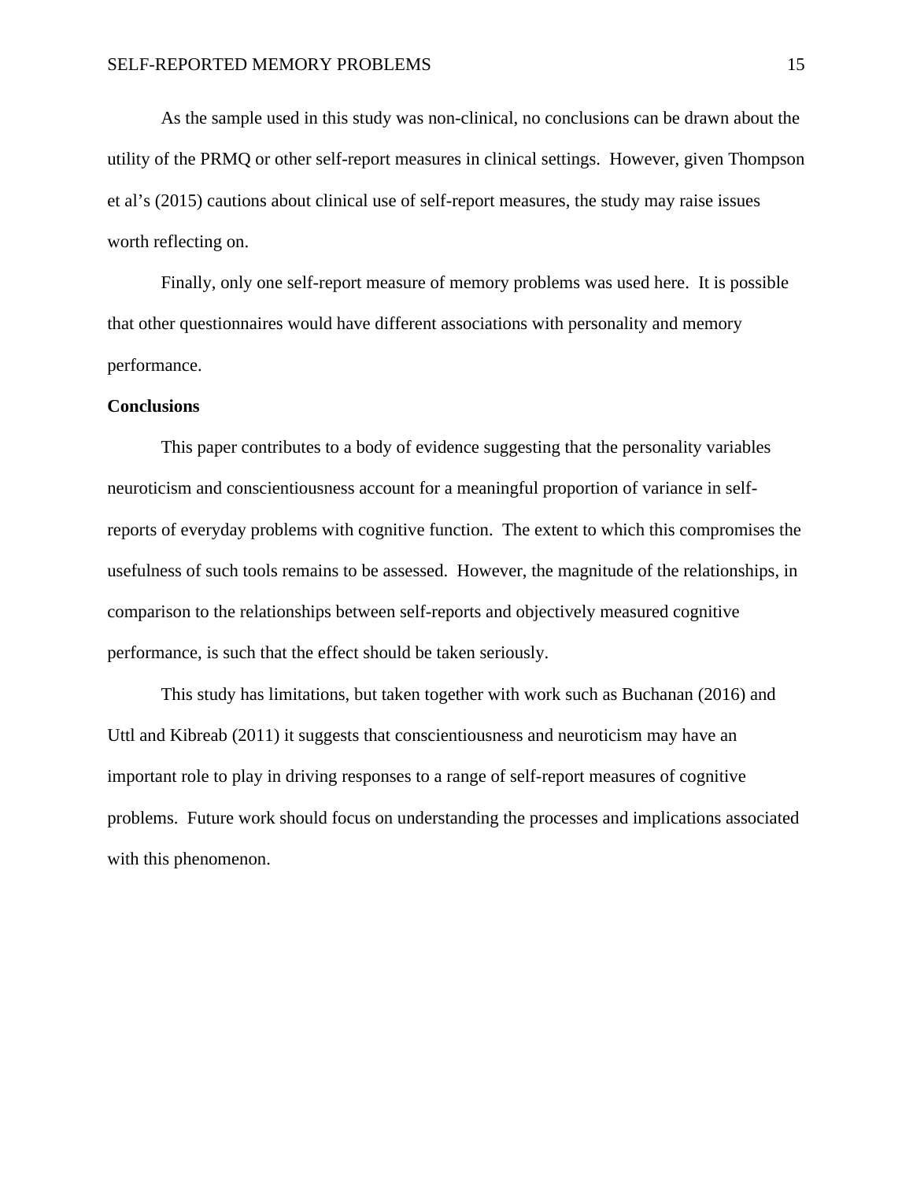As the sample used in this study was non-clinical, no conclusions can be drawn about the utility of the PRMQ or other self-report measures in clinical settings. However, given Thompson et al's (2015) cautions about clinical use of self-report measures, the study may raise issues worth reflecting on.

Finally, only one self-report measure of memory problems was used here. It is possible that other questionnaires would have different associations with personality and memory performance.

**Conclusions**

This paper contributes to a body of evidence suggesting that the personality variables neuroticism and conscientiousness account for a meaningful proportion of variance in self-reports of everyday problems with cognitive function. The extent to which this compromises the usefulness of such tools remains to be assessed. However, the magnitude of the relationships, in comparison to the relationships between self-reports and objectively measured cognitive performance, is such that the effect should be taken seriously.

This study has limitations, but taken together with work such as Buchanan (2016) and Uttl and Kibreab (2011) it suggests that conscientiousness and neuroticism may have an important role to play in driving responses to a range of self-report measures of cognitive problems. Future work should focus on understanding the processes and implications associated with this phenomenon.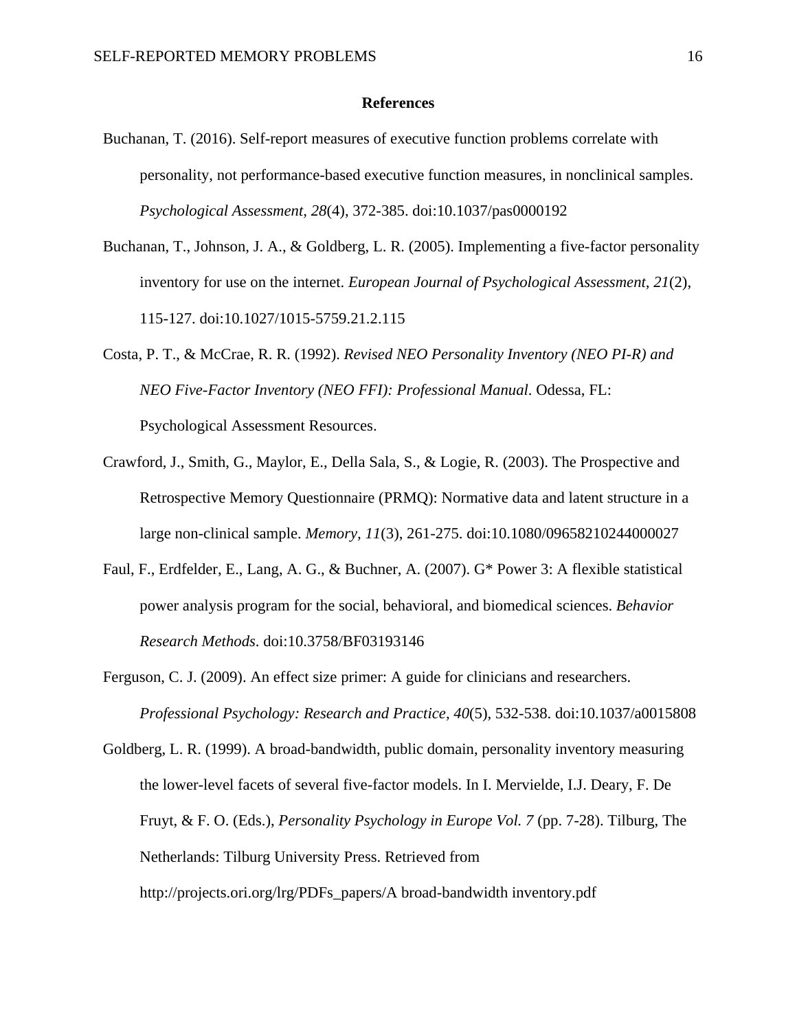# References

Buchanan, T. (2016). Self-report measures of executive function problems correlate with personality, not performance-based executive function measures, in nonclinical samples. *Psychological Assessment, 28*(4), 372-385. doi:10.1037/pas0000192

Buchanan, T., Johnson, J. A., & Goldberg, L. R. (2005). Implementing a five-factor personality inventory for use on the internet. *European Journal of Psychological Assessment, 21*(2), 115-127. doi:10.1027/1015-5759.21.2.115

Costa, P. T., & McCrae, R. R. (1992). *Revised NEO Personality Inventory (NEO PI-R) and NEO Five-Factor Inventory (NEO FFI): Professional Manual*. Odessa, FL: Psychological Assessment Resources.

Crawford, J., Smith, G., Maylor, E., Della Sala, S., & Logie, R. (2003). The Prospective and Retrospective Memory Questionnaire (PRMQ): Normative data and latent structure in a large non-clinical sample. *Memory, 11*(3), 261-275. doi:10.1080/09658210244000027

Faul, F., Erdfelder, E., Lang, A. G., & Buchner, A. (2007). G* Power 3: A flexible statistical power analysis program for the social, behavioral, and biomedical sciences. *Behavior Research Methods*. doi:10.3758/BF03193146

Ferguson, C. J. (2009). An effect size primer: A guide for clinicians and researchers. *Professional Psychology: Research and Practice, 40*(5), 532-538. doi:10.1037/a0015808

Goldberg, L. R. (1999). A broad-bandwidth, public domain, personality inventory measuring the lower-level facets of several five-factor models. In I. Mervielde, I.J. Deary, F. De Fruyt, & F. O. (Eds.), *Personality Psychology in Europe Vol. 7* (pp. 7-28). Tilburg, The Netherlands: Tilburg University Press. Retrieved from http://projects.ori.org/lrg/PDFs_papers/A broad-bandwidth inventory.pdf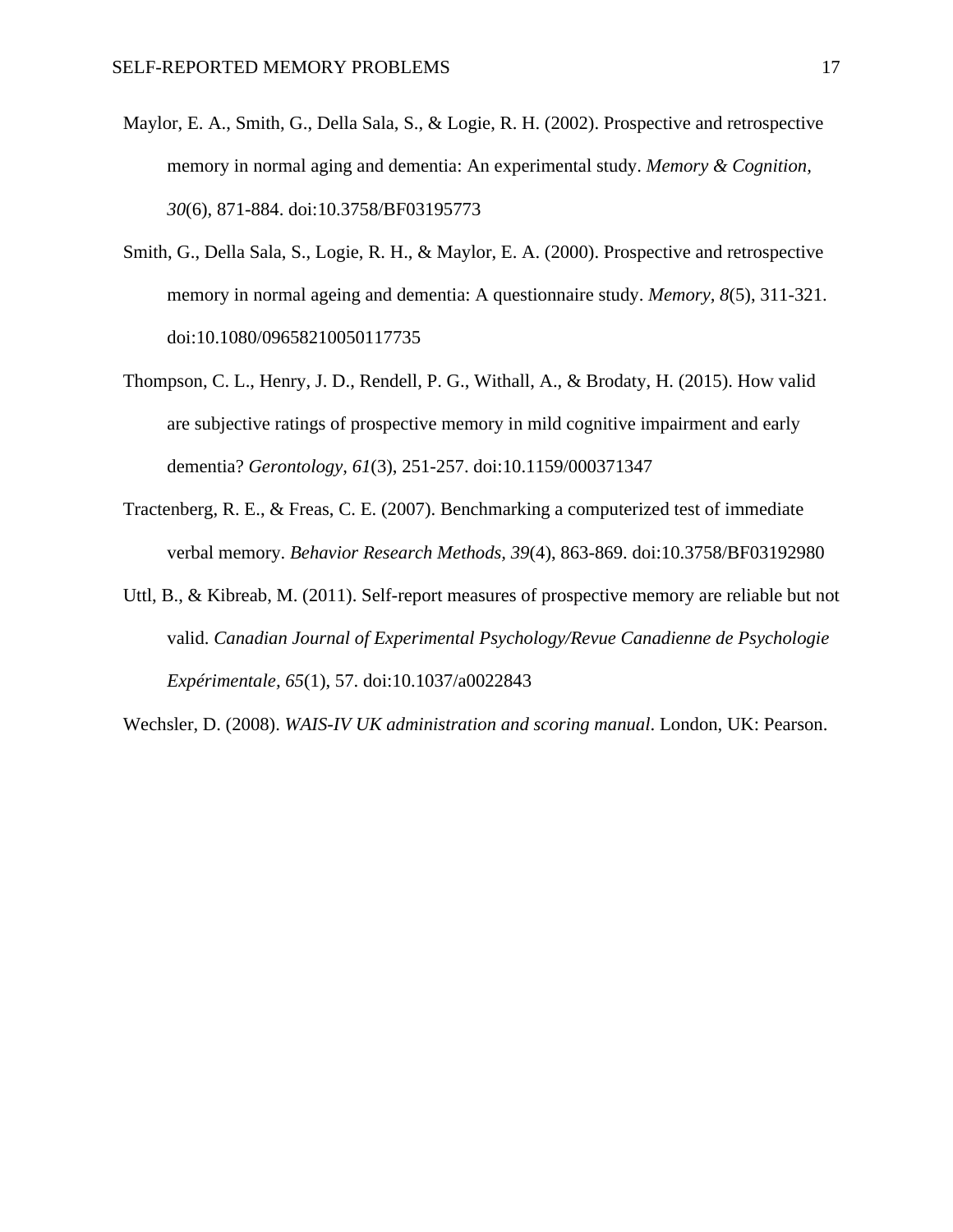Maylor, E. A., Smith, G., Della Sala, S., & Logie, R. H. (2002). Prospective and retrospective memory in normal aging and dementia: An experimental study. *Memory & Cognition, 30*(6), 871-884. doi:10.3758/BF03195773

Smith, G., Della Sala, S., Logie, R. H., & Maylor, E. A. (2000). Prospective and retrospective memory in normal ageing and dementia: A questionnaire study. *Memory, 8*(5), 311-321. doi:10.1080/09658210050117735

Thompson, C. L., Henry, J. D., Rendell, P. G., Withall, A., & Brodaty, H. (2015). How valid are subjective ratings of prospective memory in mild cognitive impairment and early dementia? *Gerontology, 61*(3), 251-257. doi:10.1159/000371347

Tractenberg, R. E., & Freas, C. E. (2007). Benchmarking a computerized test of immediate verbal memory. *Behavior Research Methods, 39*(4), 863-869. doi:10.3758/BF03192980

Uttl, B., & Kibreab, M. (2011). Self-report measures of prospective memory are reliable but not valid. *Canadian Journal of Experimental Psychology/Revue Canadienne de Psychologie Expérimentale, 65*(1), 57. doi:10.1037/a0022843

Wechsler, D. (2008). *WAIS-IV UK administration and scoring manual*. London, UK: Pearson.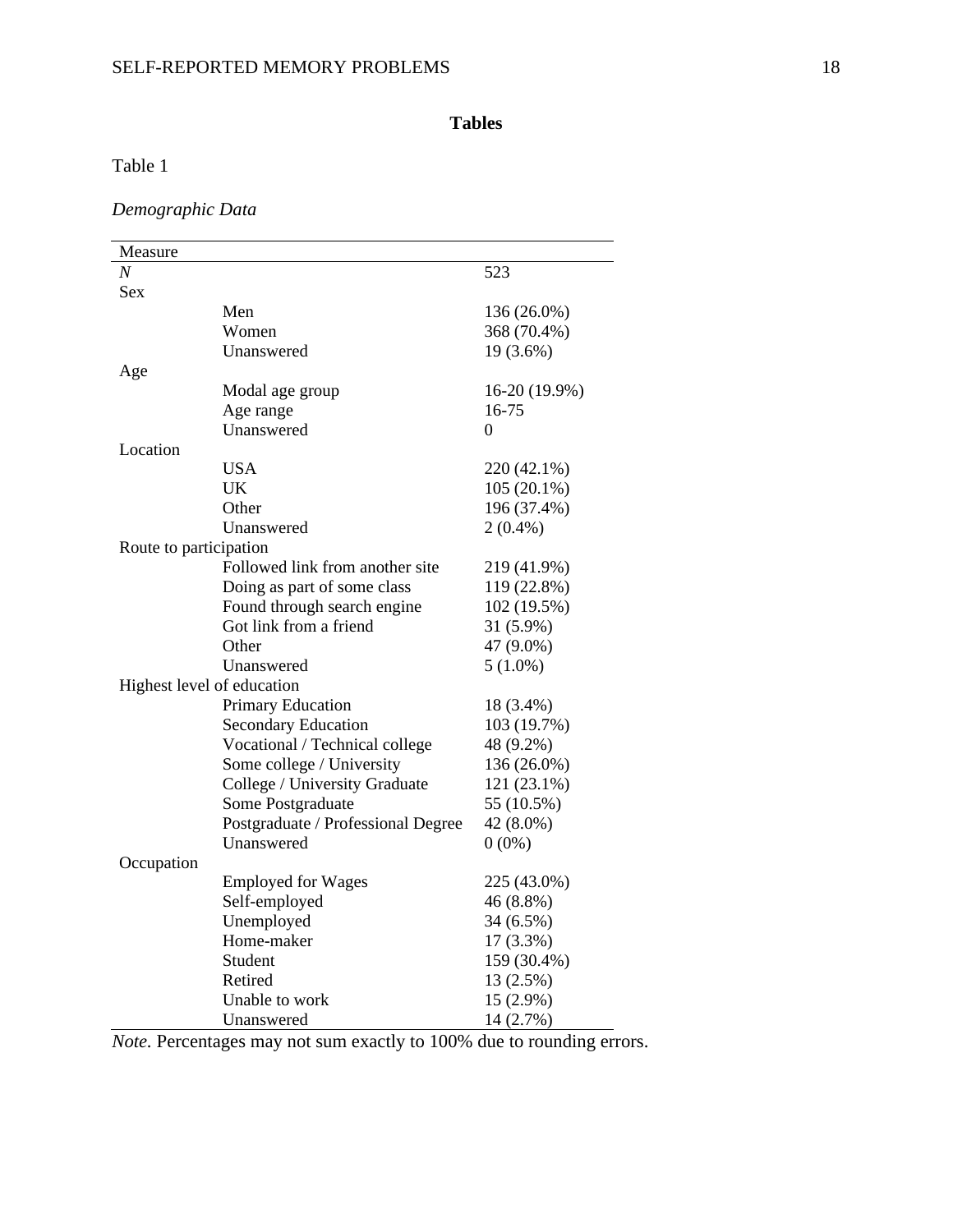## Tables

Table 1

*Demographic Data*

| Measure | | |
|---|---|---|
| *N* | | 523 |
| Sex | | |
| | Men | 136 (26.0%) |
| | Women | 368 (70.4%) |
| | Unanswered | 19 (3.6%) |
| Age | | |
| | Modal age group | 16-20 (19.9%) |
| | Age range | 16-75 |
| | Unanswered | 0 |
| Location | | |
| | USA | 220 (42.1%) |
| | UK | 105 (20.1%) |
| | Other | 196 (37.4%) |
| | Unanswered | 2 (0.4%) |
| Route to participation | | |
| | Followed link from another site | 219 (41.9%) |
| | Doing as part of some class | 119 (22.8%) |
| | Found through search engine | 102 (19.5%) |
| | Got link from a friend | 31 (5.9%) |
| | Other | 47 (9.0%) |
| | Unanswered | 5 (1.0%) |
| Highest level of education | | |
| | Primary Education | 18 (3.4%) |
| | Secondary Education | 103 (19.7%) |
| | Vocational / Technical college | 48 (9.2%) |
| | Some college / University | 136 (26.0%) |
| | College / University Graduate | 121 (23.1%) |
| | Some Postgraduate | 55 (10.5%) |
| | Postgraduate / Professional Degree | 42 (8.0%) |
| | Unanswered | 0 (0%) |
| Occupation | | |
| | Employed for Wages | 225 (43.0%) |
| | Self-employed | 46 (8.8%) |
| | Unemployed | 34 (6.5%) |
| | Home-maker | 17 (3.3%) |
| | Student | 159 (30.4%) |
| | Retired | 13 (2.5%) |
| | Unable to work | 15 (2.9%) |
| | Unanswered | 14 (2.7%) |

*Note*. Percentages may not sum exactly to 100% due to rounding errors.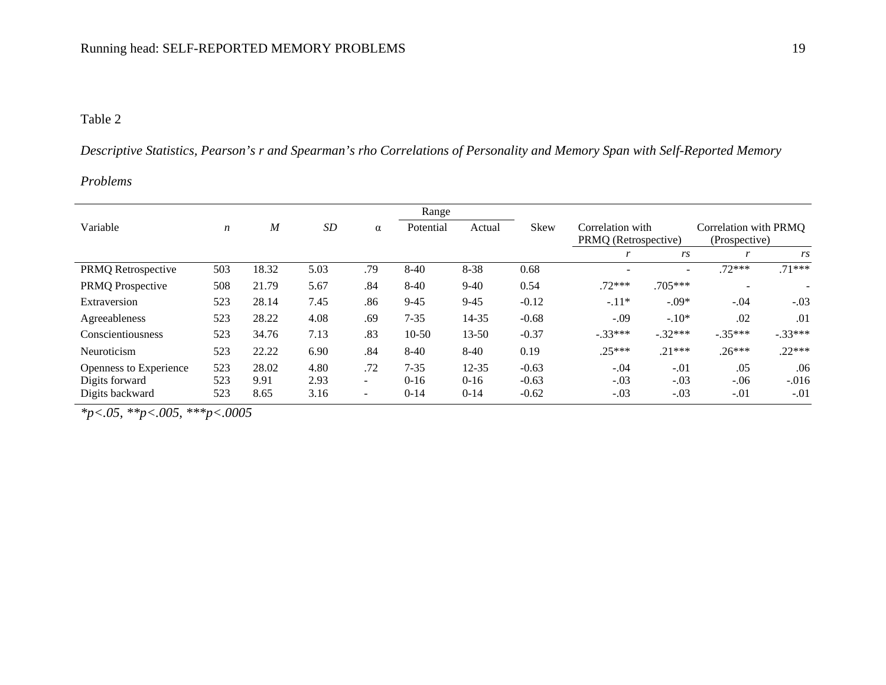Table 2

*Descriptive Statistics, Pearson's r and Spearman's rho Correlations of Personality and Memory Span with Self-Reported Memory Problems*

| Variable | *n* | *M* | *SD* | α | Range | | Skew | Correlation with PRMQ (Retrospective) | | Correlation with PRMQ (Prospective) | |
|---|---|---|---|---|---|---|---|---|---|---|---|
| | | | | | Potential | Actual | | *r* | *rs* | *r* | *rs* |
| PRMQ Retrospective | 503 | 18.32 | 5.03 | .79 | 8-40 | 8-38 | 0.68 | - | - | .72*** | .71*** |
| PRMQ Prospective | 508 | 21.79 | 5.67 | .84 | 8-40 | 9-40 | 0.54 | .72*** | .705*** | - | - |
| Extraversion | 523 | 28.14 | 7.45 | .86 | 9-45 | 9-45 | -0.12 | -.11* | -.09* | -.04 | -.03 |
| Agreeableness | 523 | 28.22 | 4.08 | .69 | 7-35 | 14-35 | -0.68 | -.09 | -.10* | .02 | .01 |
| Conscientiousness | 523 | 34.76 | 7.13 | .83 | 10-50 | 13-50 | -0.37 | -.33*** | -.32*** | -.35*** | -.33*** |
| Neuroticism | 523 | 22.22 | 6.90 | .84 | 8-40 | 8-40 | 0.19 | .25*** | .21*** | .26*** | .22*** |
| Openness to Experience | 523 | 28.02 | 4.80 | .72 | 7-35 | 12-35 | -0.63 | -.04 | -.01 | .05 | .06 |
| Digits forward | 523 | 9.91 | 2.93 | - | 0-16 | 0-16 | -0.63 | -.03 | -.03 | -.06 | -.016 |
| Digits backward | 523 | 8.65 | 3.16 | - | 0-14 | 0-14 | -0.62 | -.03 | -.03 | -.01 | -.01 |

*$^*p<.05$, $^{**}p<.005$, $^{***}p<.0005$*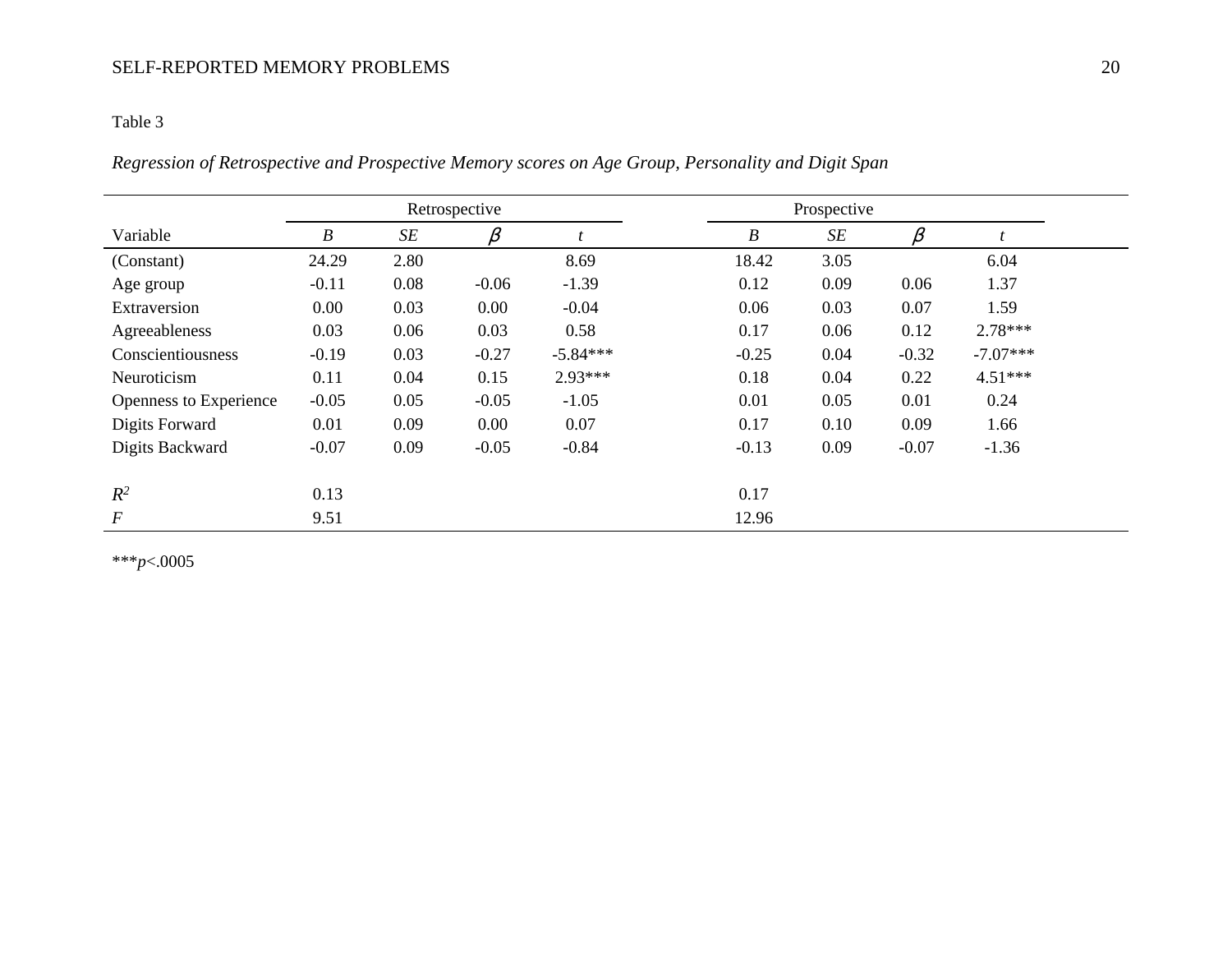Table 3

*Regression of Retrospective and Prospective Memory scores on Age Group, Personality and Digit Span*

| | Retrospective | | | | Prospective | | | |
|---|---|---|---|---|---|---|---|---|
| Variable | *B* | *SE* | $\beta$ | *t* | *B* | *SE* | $\beta$ | *t* |
| (Constant) | 24.29 | 2.80 | | 8.69 | 18.42 | 3.05 | | 6.04 |
| Age group | -0.11 | 0.08 | -0.06 | -1.39 | 0.12 | 0.09 | 0.06 | 1.37 |
| Extraversion | 0.00 | 0.03 | 0.00 | -0.04 | 0.06 | 0.03 | 0.07 | 1.59 |
| Agreeableness | 0.03 | 0.06 | 0.03 | 0.58 | 0.17 | 0.06 | 0.12 | 2.78*** |
| Conscientiousness | -0.19 | 0.03 | -0.27 | -5.84*** | -0.25 | 0.04 | -0.32 | -7.07*** |
| Neuroticism | 0.11 | 0.04 | 0.15 | 2.93*** | 0.18 | 0.04 | 0.22 | 4.51*** |
| Openness to Experience | -0.05 | 0.05 | -0.05 | -1.05 | 0.01 | 0.05 | 0.01 | 0.24 |
| Digits Forward | 0.01 | 0.09 | 0.00 | 0.07 | 0.17 | 0.10 | 0.09 | 1.66 |
| Digits Backward | -0.07 | 0.09 | -0.05 | -0.84 | -0.13 | 0.09 | -0.07 | -1.36 |
| $R^2$ | 0.13 | | | | 0.17 | | | |
| *F* | 9.51 | | | | 12.96 | | | |

***$p$<.0005